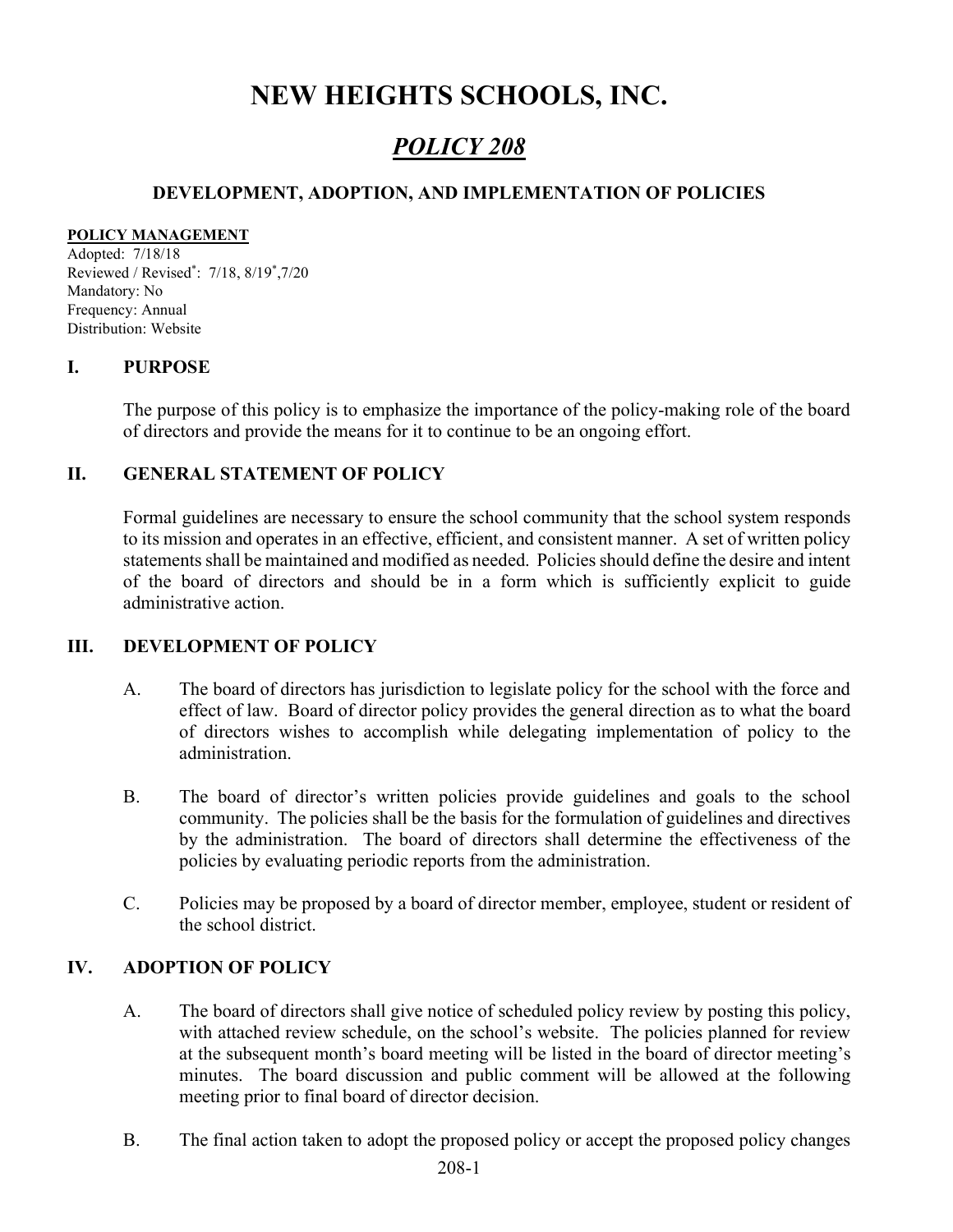# NEW HEIGHTS SCHOOLS, INC.

## *POLICY 208*

### DEVELOPMENT, ADOPTION, AND IMPLEMENTATION OF POLICIES

**POLICY MANAGEMENT**

Adopted: 7/18/18
Reviewed / Revised*: 7/18, 8/19*,7/20
Mandatory: No
Frequency: Annual
Distribution: Website

## I. PURPOSE

The purpose of this policy is to emphasize the importance of the policy-making role of the board of directors and provide the means for it to continue to be an ongoing effort.

## II. GENERAL STATEMENT OF POLICY

Formal guidelines are necessary to ensure the school community that the school system responds to its mission and operates in an effective, efficient, and consistent manner. A set of written policy statements shall be maintained and modified as needed. Policies should define the desire and intent of the board of directors and should be in a form which is sufficiently explicit to guide administrative action.

## III. DEVELOPMENT OF POLICY

A. The board of directors has jurisdiction to legislate policy for the school with the force and effect of law. Board of director policy provides the general direction as to what the board of directors wishes to accomplish while delegating implementation of policy to the administration.

B. The board of director's written policies provide guidelines and goals to the school community. The policies shall be the basis for the formulation of guidelines and directives by the administration. The board of directors shall determine the effectiveness of the policies by evaluating periodic reports from the administration.

C. Policies may be proposed by a board of director member, employee, student or resident of the school district.

## IV. ADOPTION OF POLICY

A. The board of directors shall give notice of scheduled policy review by posting this policy, with attached review schedule, on the school's website. The policies planned for review at the subsequent month's board meeting will be listed in the board of director meeting's minutes. The board discussion and public comment will be allowed at the following meeting prior to final board of director decision.

B. The final action taken to adopt the proposed policy or accept the proposed policy changes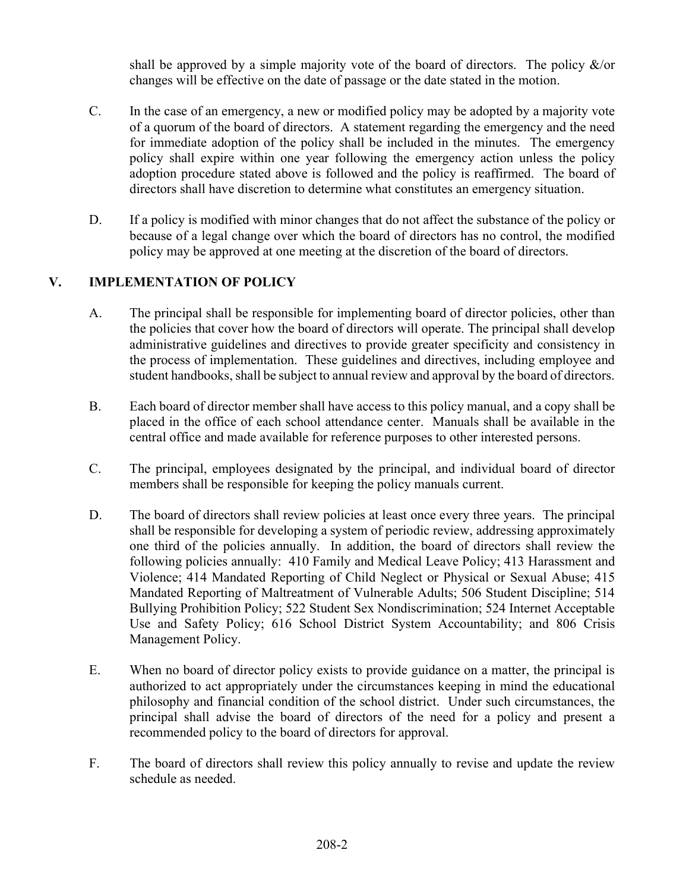shall be approved by a simple majority vote of the board of directors. The policy &/or changes will be effective on the date of passage or the date stated in the motion.

C. In the case of an emergency, a new or modified policy may be adopted by a majority vote of a quorum of the board of directors. A statement regarding the emergency and the need for immediate adoption of the policy shall be included in the minutes. The emergency policy shall expire within one year following the emergency action unless the policy adoption procedure stated above is followed and the policy is reaffirmed. The board of directors shall have discretion to determine what constitutes an emergency situation.

D. If a policy is modified with minor changes that do not affect the substance of the policy or because of a legal change over which the board of directors has no control, the modified policy may be approved at one meeting at the discretion of the board of directors.

## V. IMPLEMENTATION OF POLICY

A. The principal shall be responsible for implementing board of director policies, other than the policies that cover how the board of directors will operate. The principal shall develop administrative guidelines and directives to provide greater specificity and consistency in the process of implementation. These guidelines and directives, including employee and student handbooks, shall be subject to annual review and approval by the board of directors.

B. Each board of director member shall have access to this policy manual, and a copy shall be placed in the office of each school attendance center. Manuals shall be available in the central office and made available for reference purposes to other interested persons.

C. The principal, employees designated by the principal, and individual board of director members shall be responsible for keeping the policy manuals current.

D. The board of directors shall review policies at least once every three years. The principal shall be responsible for developing a system of periodic review, addressing approximately one third of the policies annually. In addition, the board of directors shall review the following policies annually: 410 Family and Medical Leave Policy; 413 Harassment and Violence; 414 Mandated Reporting of Child Neglect or Physical or Sexual Abuse; 415 Mandated Reporting of Maltreatment of Vulnerable Adults; 506 Student Discipline; 514 Bullying Prohibition Policy; 522 Student Sex Nondiscrimination; 524 Internet Acceptable Use and Safety Policy; 616 School District System Accountability; and 806 Crisis Management Policy.

E. When no board of director policy exists to provide guidance on a matter, the principal is authorized to act appropriately under the circumstances keeping in mind the educational philosophy and financial condition of the school district. Under such circumstances, the principal shall advise the board of directors of the need for a policy and present a recommended policy to the board of directors for approval.

F. The board of directors shall review this policy annually to revise and update the review schedule as needed.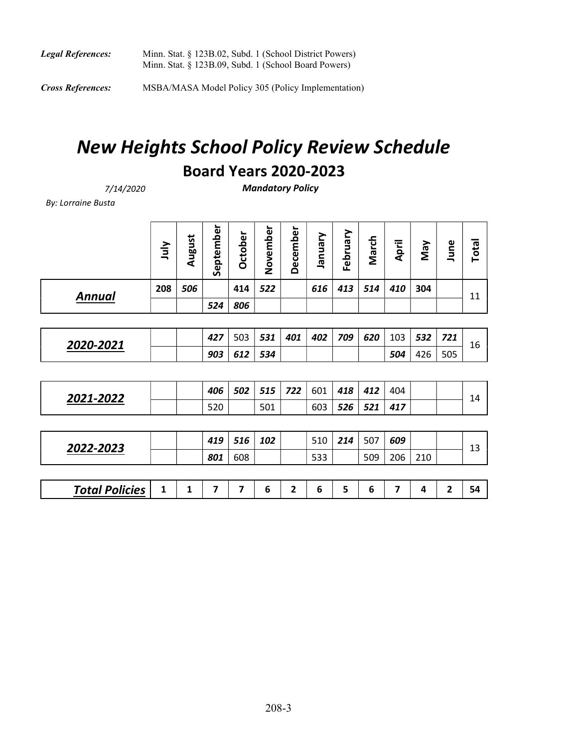***Legal References:*** Minn. Stat. § 123B.02, Subd. 1 (School District Powers)
Minn. Stat. § 123B.09, Subd. 1 (School Board Powers)

***Cross References:*** MSBA/MASA Model Policy 305 (Policy Implementation)

# *New Heights School Policy Review Schedule*

## Board Years 2020-2023

*7/14/2020* ***Mandatory Policy***

*By: Lorraine Busta*

| | July | August | September | October | November | December | January | February | March | April | May | June | Total |
|---|---|---|---|---|---|---|---|---|---|---|---|---|---|
| ***Annual*** | **208** | ***506*** | | **414** | ***522*** | | ***616*** | ***413*** | ***514*** | ***410*** | **304** | | 11 |
| | | | ***524*** | ***806*** | | | | | | | | | |
| ***2020-2021*** | | | ***427*** | 503 | ***531*** | ***401*** | ***402*** | ***709*** | ***620*** | 103 | ***532*** | ***721*** | 16 |
| | | | ***903*** | ***612*** | ***534*** | | | | | ***504*** | 426 | 505 | |
| ***2021-2022*** | | | ***406*** | ***502*** | ***515*** | ***722*** | 601 | ***418*** | ***412*** | 404 | | | 14 |
| | | | 520 | | 501 | | 603 | ***526*** | ***521*** | ***417*** | | | |
| ***2022-2023*** | | | ***419*** | ***516*** | ***102*** | | 510 | ***214*** | 507 | ***609*** | | | 13 |
| | | | ***801*** | 608 | | | 533 | | 509 | 206 | 210 | | |
| ***Total Policies*** | **1** | **1** | **7** | **7** | **6** | **2** | **6** | **5** | **6** | **7** | **4** | **2** | **54** |